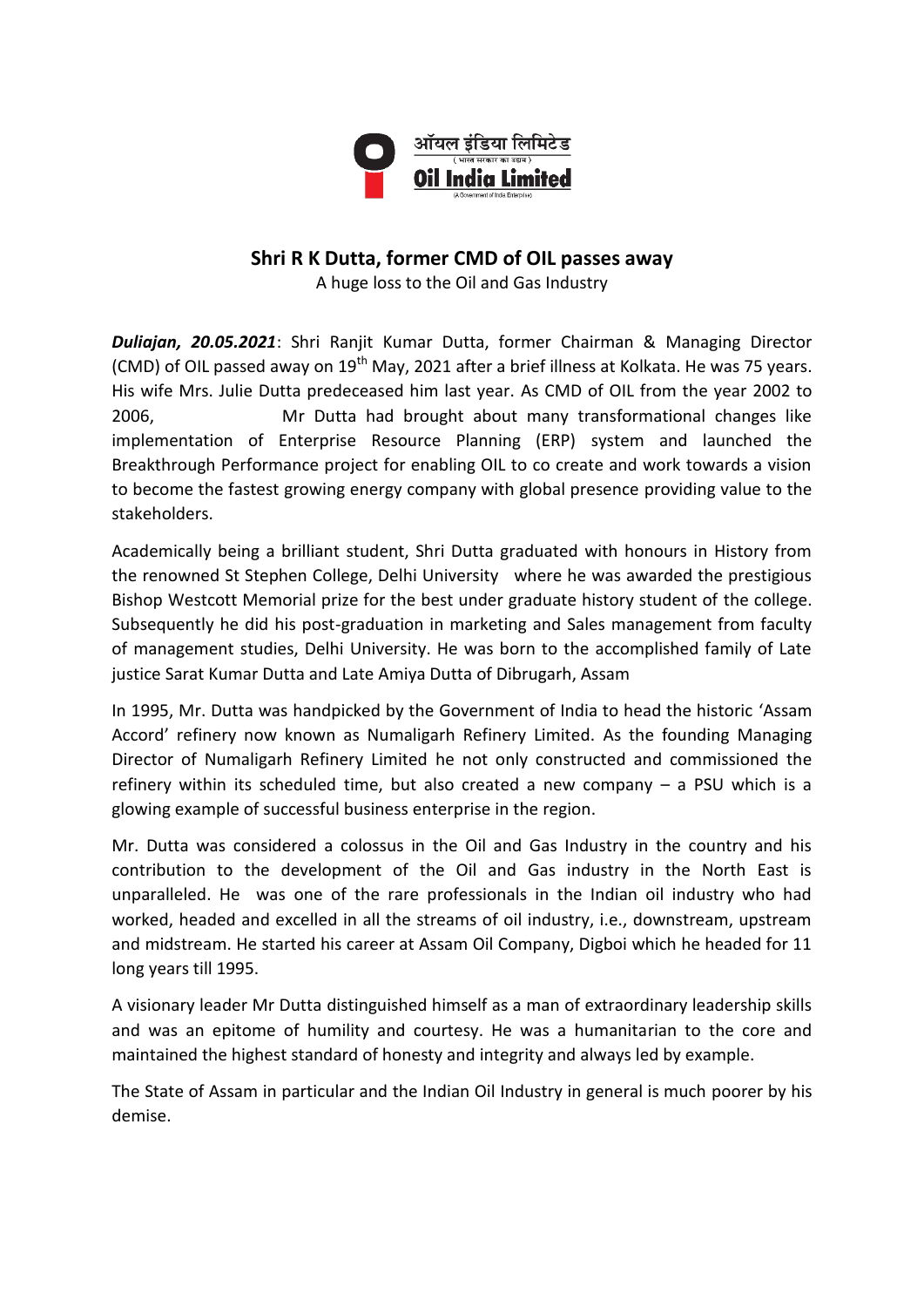ऑयल इंडिया लिमिटेड
( भारत सरकार का उद्यम )
**Oil India Limited**
(A Government of India Enterprise)

## Shri R K Dutta, former CMD of OIL passes away

A huge loss to the Oil and Gas Industry

***Duliajan, 20.05.2021***: Shri Ranjit Kumar Dutta, former Chairman & Managing Director (CMD) of OIL passed away on 19th May, 2021 after a brief illness at Kolkata. He was 75 years. His wife Mrs. Julie Dutta predeceased him last year. As CMD of OIL from the year 2002 to 2006, Mr Dutta had brought about many transformational changes like implementation of Enterprise Resource Planning (ERP) system and launched the Breakthrough Performance project for enabling OIL to co create and work towards a vision to become the fastest growing energy company with global presence providing value to the stakeholders.

Academically being a brilliant student, Shri Dutta graduated with honours in History from the renowned St Stephen College, Delhi University where he was awarded the prestigious Bishop Westcott Memorial prize for the best under graduate history student of the college. Subsequently he did his post-graduation in marketing and Sales management from faculty of management studies, Delhi University. He was born to the accomplished family of Late justice Sarat Kumar Dutta and Late Amiya Dutta of Dibrugarh, Assam

In 1995, Mr. Dutta was handpicked by the Government of India to head the historic 'Assam Accord' refinery now known as Numaligarh Refinery Limited. As the founding Managing Director of Numaligarh Refinery Limited he not only constructed and commissioned the refinery within its scheduled time, but also created a new company – a PSU which is a glowing example of successful business enterprise in the region.

Mr. Dutta was considered a colossus in the Oil and Gas Industry in the country and his contribution to the development of the Oil and Gas industry in the North East is unparalleled. He was one of the rare professionals in the Indian oil industry who had worked, headed and excelled in all the streams of oil industry, i.e., downstream, upstream and midstream. He started his career at Assam Oil Company, Digboi which he headed for 11 long years till 1995.

A visionary leader Mr Dutta distinguished himself as a man of extraordinary leadership skills and was an epitome of humility and courtesy. He was a humanitarian to the core and maintained the highest standard of honesty and integrity and always led by example.

The State of Assam in particular and the Indian Oil Industry in general is much poorer by his demise.